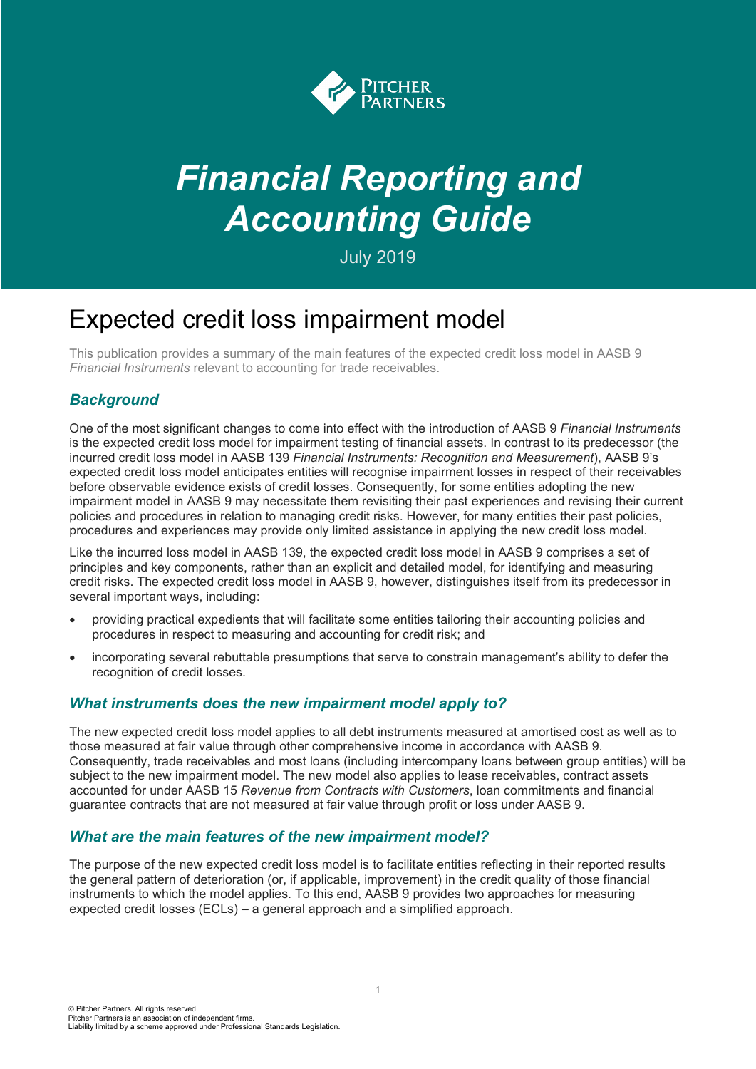Pitcher Partners

# *Financial Reporting and Accounting Guide*

July 2019

## Expected credit loss impairment model

This publication provides a summary of the main features of the expected credit loss model in AASB 9 *Financial Instruments* relevant to accounting for trade receivables.

### *Background*

One of the most significant changes to come into effect with the introduction of AASB 9 *Financial Instruments* is the expected credit loss model for impairment testing of financial assets. In contrast to its predecessor (the incurred credit loss model in AASB 139 *Financial Instruments: Recognition and Measurement*), AASB 9's expected credit loss model anticipates entities will recognise impairment losses in respect of their receivables before observable evidence exists of credit losses. Consequently, for some entities adopting the new impairment model in AASB 9 may necessitate them revisiting their past experiences and revising their current policies and procedures in relation to managing credit risks. However, for many entities their past policies, procedures and experiences may provide only limited assistance in applying the new credit loss model.

Like the incurred loss model in AASB 139, the expected credit loss model in AASB 9 comprises a set of principles and key components, rather than an explicit and detailed model, for identifying and measuring credit risks. The expected credit loss model in AASB 9, however, distinguishes itself from its predecessor in several important ways, including:

- providing practical expedients that will facilitate some entities tailoring their accounting policies and procedures in respect to measuring and accounting for credit risk; and
- incorporating several rebuttable presumptions that serve to constrain management's ability to defer the recognition of credit losses.

### *What instruments does the new impairment model apply to?*

The new expected credit loss model applies to all debt instruments measured at amortised cost as well as to those measured at fair value through other comprehensive income in accordance with AASB 9. Consequently, trade receivables and most loans (including intercompany loans between group entities) will be subject to the new impairment model. The new model also applies to lease receivables, contract assets accounted for under AASB 15 *Revenue from Contracts with Customers*, loan commitments and financial guarantee contracts that are not measured at fair value through profit or loss under AASB 9.

### *What are the main features of the new impairment model?*

The purpose of the new expected credit loss model is to facilitate entities reflecting in their reported results the general pattern of deterioration (or, if applicable, improvement) in the credit quality of those financial instruments to which the model applies. To this end, AASB 9 provides two approaches for measuring expected credit losses (ECLs) – a general approach and a simplified approach.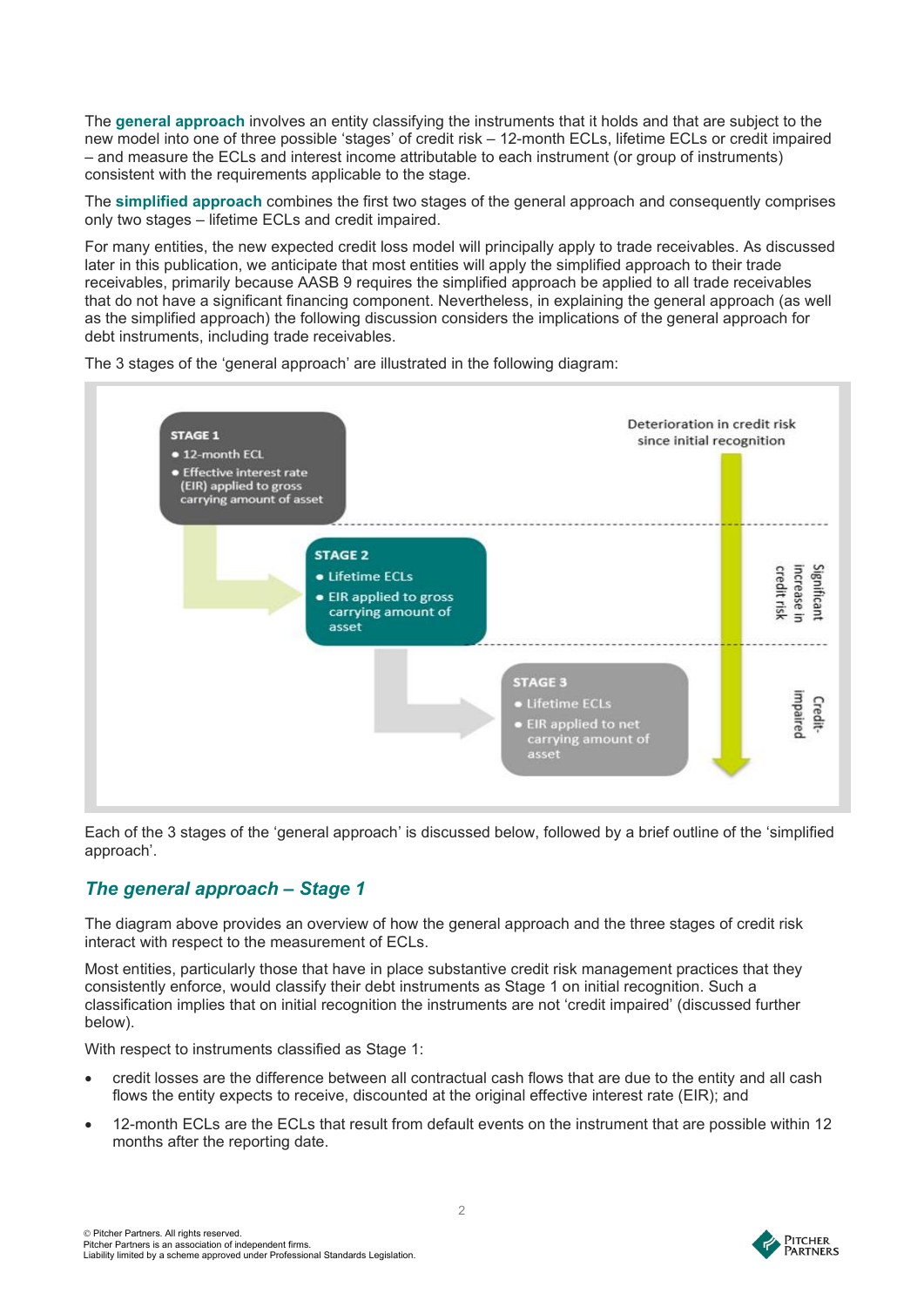The **general approach** involves an entity classifying the instruments that it holds and that are subject to the new model into one of three possible 'stages' of credit risk – 12-month ECLs, lifetime ECLs or credit impaired – and measure the ECLs and interest income attributable to each instrument (or group of instruments) consistent with the requirements applicable to the stage.

The **simplified approach** combines the first two stages of the general approach and consequently comprises only two stages – lifetime ECLs and credit impaired.

For many entities, the new expected credit loss model will principally apply to trade receivables. As discussed later in this publication, we anticipate that most entities will apply the simplified approach to their trade receivables, primarily because AASB 9 requires the simplified approach be applied to all trade receivables that do not have a significant financing component. Nevertheless, in explaining the general approach (as well as the simplified approach) the following discussion considers the implications of the general approach for debt instruments, including trade receivables.

The 3 stages of the 'general approach' are illustrated in the following diagram:

**STAGE 1**
- 12-month ECL
- Effective interest rate (EIR) applied to gross carrying amount of asset

**STAGE 2**
- Lifetime ECLs
- EIR applied to gross carrying amount of asset

**STAGE 3**
- Lifetime ECLs
- EIR applied to net carrying amount of asset

Deterioration in credit risk since initial recognition

Significant increase in credit risk

Credit-impaired

Each of the 3 stages of the 'general approach' is discussed below, followed by a brief outline of the 'simplified approach'.

## *The general approach – Stage 1*

The diagram above provides an overview of how the general approach and the three stages of credit risk interact with respect to the measurement of ECLs.

Most entities, particularly those that have in place substantive credit risk management practices that they consistently enforce, would classify their debt instruments as Stage 1 on initial recognition. Such a classification implies that on initial recognition the instruments are not 'credit impaired' (discussed further below).

With respect to instruments classified as Stage 1:

- credit losses are the difference between all contractual cash flows that are due to the entity and all cash flows the entity expects to receive, discounted at the original effective interest rate (EIR); and
- 12-month ECLs are the ECLs that result from default events on the instrument that are possible within 12 months after the reporting date.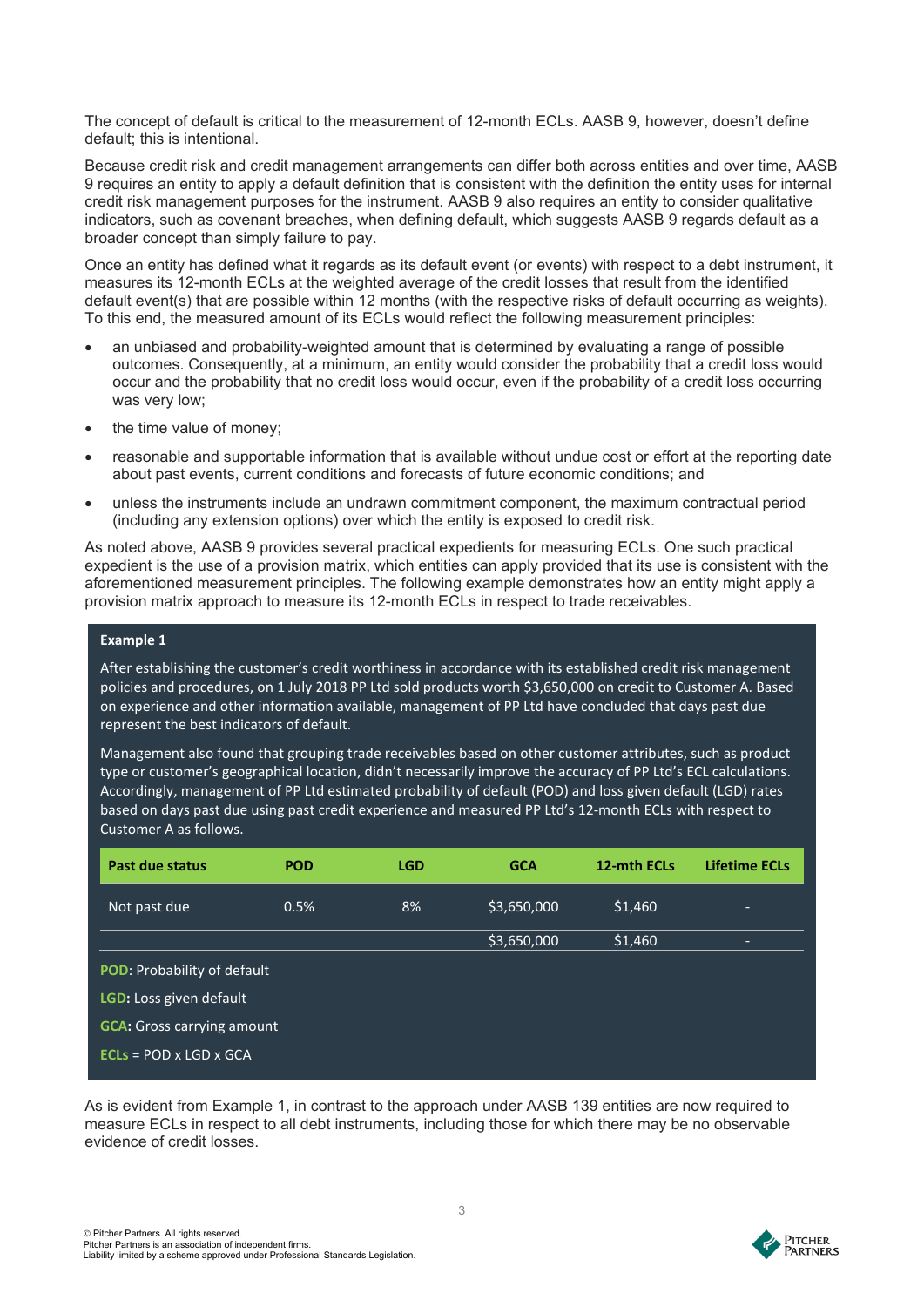The concept of default is critical to the measurement of 12-month ECLs. AASB 9, however, doesn't define default; this is intentional.

Because credit risk and credit management arrangements can differ both across entities and over time, AASB 9 requires an entity to apply a default definition that is consistent with the definition the entity uses for internal credit risk management purposes for the instrument. AASB 9 also requires an entity to consider qualitative indicators, such as covenant breaches, when defining default, which suggests AASB 9 regards default as a broader concept than simply failure to pay.

Once an entity has defined what it regards as its default event (or events) with respect to a debt instrument, it measures its 12-month ECLs at the weighted average of the credit losses that result from the identified default event(s) that are possible within 12 months (with the respective risks of default occurring as weights). To this end, the measured amount of its ECLs would reflect the following measurement principles:

- an unbiased and probability-weighted amount that is determined by evaluating a range of possible outcomes. Consequently, at a minimum, an entity would consider the probability that a credit loss would occur and the probability that no credit loss would occur, even if the probability of a credit loss occurring was very low;
- the time value of money;
- reasonable and supportable information that is available without undue cost or effort at the reporting date about past events, current conditions and forecasts of future economic conditions; and
- unless the instruments include an undrawn commitment component, the maximum contractual period (including any extension options) over which the entity is exposed to credit risk.

As noted above, AASB 9 provides several practical expedients for measuring ECLs. One such practical expedient is the use of a provision matrix, which entities can apply provided that its use is consistent with the aforementioned measurement principles. The following example demonstrates how an entity might apply a provision matrix approach to measure its 12-month ECLs in respect to trade receivables.

**Example 1**

After establishing the customer's credit worthiness in accordance with its established credit risk management policies and procedures, on 1 July 2018 PP Ltd sold products worth $3,650,000 on credit to Customer A. Based on experience and other information available, management of PP Ltd have concluded that days past due represent the best indicators of default.

Management also found that grouping trade receivables based on other customer attributes, such as product type or customer's geographical location, didn't necessarily improve the accuracy of PP Ltd's ECL calculations. Accordingly, management of PP Ltd estimated probability of default (POD) and loss given default (LGD) rates based on days past due using past credit experience and measured PP Ltd's 12-month ECLs with respect to Customer A as follows.

| Past due status | POD | LGD | GCA | 12-mth ECLs | Lifetime ECLs |
|---|---|---|---|---|---|
| Not past due | 0.5% | 8% | $3,650,000 | $1,460 | - |
| | | | $3,650,000 | $1,460 | - |

**POD**: Probability of default

**LGD:** Loss given default

**GCA:** Gross carrying amount

**ECLs** = POD x LGD x GCA

As is evident from Example 1, in contrast to the approach under AASB 139 entities are now required to measure ECLs in respect to all debt instruments, including those for which there may be no observable evidence of credit losses.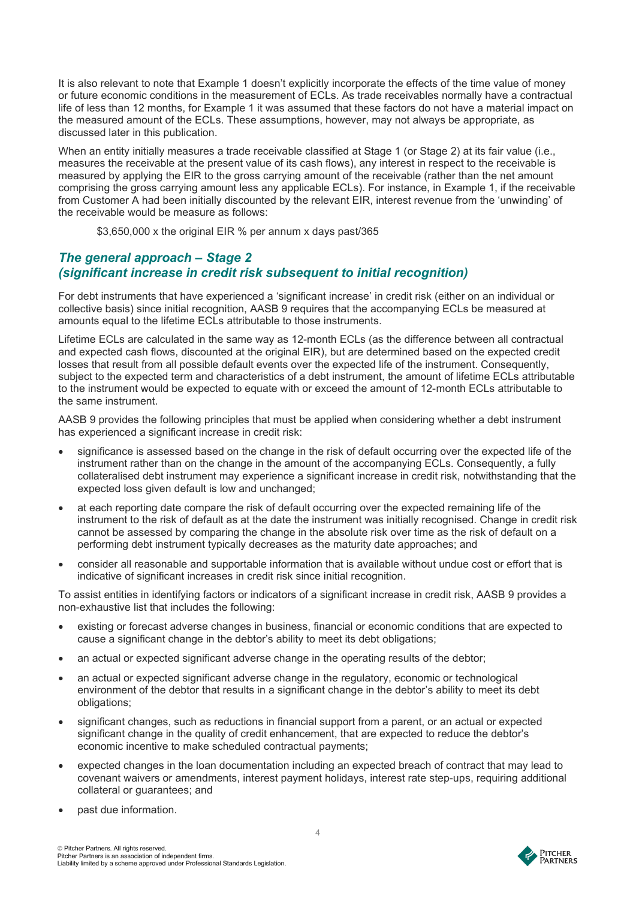It is also relevant to note that Example 1 doesn't explicitly incorporate the effects of the time value of money or future economic conditions in the measurement of ECLs. As trade receivables normally have a contractual life of less than 12 months, for Example 1 it was assumed that these factors do not have a material impact on the measured amount of the ECLs. These assumptions, however, may not always be appropriate, as discussed later in this publication.

When an entity initially measures a trade receivable classified at Stage 1 (or Stage 2) at its fair value (i.e., measures the receivable at the present value of its cash flows), any interest in respect to the receivable is measured by applying the EIR to the gross carrying amount of the receivable (rather than the net amount comprising the gross carrying amount less any applicable ECLs). For instance, in Example 1, if the receivable from Customer A had been initially discounted by the relevant EIR, interest revenue from the 'unwinding' of the receivable would be measure as follows:

> $3,650,000 x the original EIR % per annum x days past/365

## *The general approach – Stage 2 (significant increase in credit risk subsequent to initial recognition)*

For debt instruments that have experienced a 'significant increase' in credit risk (either on an individual or collective basis) since initial recognition, AASB 9 requires that the accompanying ECLs be measured at amounts equal to the lifetime ECLs attributable to those instruments.

Lifetime ECLs are calculated in the same way as 12-month ECLs (as the difference between all contractual and expected cash flows, discounted at the original EIR), but are determined based on the expected credit losses that result from all possible default events over the expected life of the instrument. Consequently, subject to the expected term and characteristics of a debt instrument, the amount of lifetime ECLs attributable to the instrument would be expected to equate with or exceed the amount of 12-month ECLs attributable to the same instrument.

AASB 9 provides the following principles that must be applied when considering whether a debt instrument has experienced a significant increase in credit risk:

- significance is assessed based on the change in the risk of default occurring over the expected life of the instrument rather than on the change in the amount of the accompanying ECLs. Consequently, a fully collateralised debt instrument may experience a significant increase in credit risk, notwithstanding that the expected loss given default is low and unchanged;
- at each reporting date compare the risk of default occurring over the expected remaining life of the instrument to the risk of default as at the date the instrument was initially recognised. Change in credit risk cannot be assessed by comparing the change in the absolute risk over time as the risk of default on a performing debt instrument typically decreases as the maturity date approaches; and
- consider all reasonable and supportable information that is available without undue cost or effort that is indicative of significant increases in credit risk since initial recognition.

To assist entities in identifying factors or indicators of a significant increase in credit risk, AASB 9 provides a non-exhaustive list that includes the following:

- existing or forecast adverse changes in business, financial or economic conditions that are expected to cause a significant change in the debtor's ability to meet its debt obligations;
- an actual or expected significant adverse change in the operating results of the debtor;
- an actual or expected significant adverse change in the regulatory, economic or technological environment of the debtor that results in a significant change in the debtor's ability to meet its debt obligations;
- significant changes, such as reductions in financial support from a parent, or an actual or expected significant change in the quality of credit enhancement, that are expected to reduce the debtor's economic incentive to make scheduled contractual payments;
- expected changes in the loan documentation including an expected breach of contract that may lead to covenant waivers or amendments, interest payment holidays, interest rate step-ups, requiring additional collateral or guarantees; and
- past due information.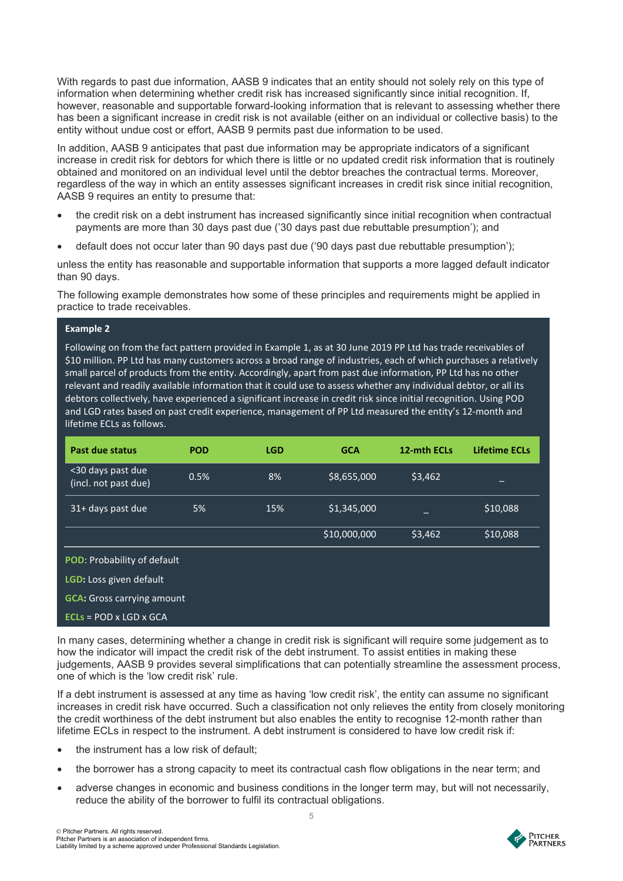With regards to past due information, AASB 9 indicates that an entity should not solely rely on this type of information when determining whether credit risk has increased significantly since initial recognition. If, however, reasonable and supportable forward-looking information that is relevant to assessing whether there has been a significant increase in credit risk is not available (either on an individual or collective basis) to the entity without undue cost or effort, AASB 9 permits past due information to be used.

In addition, AASB 9 anticipates that past due information may be appropriate indicators of a significant increase in credit risk for debtors for which there is little or no updated credit risk information that is routinely obtained and monitored on an individual level until the debtor breaches the contractual terms. Moreover, regardless of the way in which an entity assesses significant increases in credit risk since initial recognition, AASB 9 requires an entity to presume that:

- the credit risk on a debt instrument has increased significantly since initial recognition when contractual payments are more than 30 days past due ('30 days past due rebuttable presumption'); and
- default does not occur later than 90 days past due ('90 days past due rebuttable presumption');

unless the entity has reasonable and supportable information that supports a more lagged default indicator than 90 days.

The following example demonstrates how some of these principles and requirements might be applied in practice to trade receivables.

**Example 2**

Following on from the fact pattern provided in Example 1, as at 30 June 2019 PP Ltd has trade receivables of $10 million. PP Ltd has many customers across a broad range of industries, each of which purchases a relatively small parcel of products from the entity. Accordingly, apart from past due information, PP Ltd has no other relevant and readily available information that it could use to assess whether any individual debtor, or all its debtors collectively, have experienced a significant increase in credit risk since initial recognition. Using POD and LGD rates based on past credit experience, management of PP Ltd measured the entity's 12-month and lifetime ECLs as follows.

| Past due status | POD | LGD | GCA | 12-mth ECLs | Lifetime ECLs |
|---|---|---|---|---|---|
| <30 days past due (incl. not past due) | 0.5% | 8% | $8,655,000 | $3,462 | – |
| 31+ days past due | 5% | 15% | $1,345,000 | – | $10,088 |
| | | | $10,000,000 | $3,462 | $10,088 |

**POD**: Probability of default

**LGD:** Loss given default

**GCA:** Gross carrying amount

**ECLs** = POD x LGD x GCA

In many cases, determining whether a change in credit risk is significant will require some judgement as to how the indicator will impact the credit risk of the debt instrument. To assist entities in making these judgements, AASB 9 provides several simplifications that can potentially streamline the assessment process, one of which is the 'low credit risk' rule.

If a debt instrument is assessed at any time as having 'low credit risk', the entity can assume no significant increases in credit risk have occurred. Such a classification not only relieves the entity from closely monitoring the credit worthiness of the debt instrument but also enables the entity to recognise 12-month rather than lifetime ECLs in respect to the instrument. A debt instrument is considered to have low credit risk if:

- the instrument has a low risk of default;
- the borrower has a strong capacity to meet its contractual cash flow obligations in the near term; and
- adverse changes in economic and business conditions in the longer term may, but will not necessarily, reduce the ability of the borrower to fulfil its contractual obligations.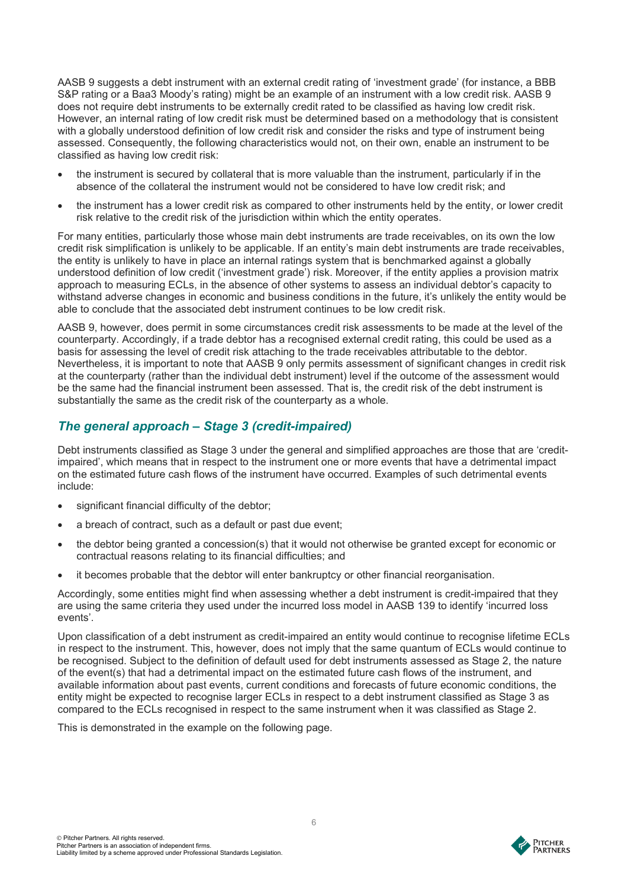AASB 9 suggests a debt instrument with an external credit rating of 'investment grade' (for instance, a BBB S&P rating or a Baa3 Moody's rating) might be an example of an instrument with a low credit risk. AASB 9 does not require debt instruments to be externally credit rated to be classified as having low credit risk. However, an internal rating of low credit risk must be determined based on a methodology that is consistent with a globally understood definition of low credit risk and consider the risks and type of instrument being assessed. Consequently, the following characteristics would not, on their own, enable an instrument to be classified as having low credit risk:

- the instrument is secured by collateral that is more valuable than the instrument, particularly if in the absence of the collateral the instrument would not be considered to have low credit risk; and
- the instrument has a lower credit risk as compared to other instruments held by the entity, or lower credit risk relative to the credit risk of the jurisdiction within which the entity operates.

For many entities, particularly those whose main debt instruments are trade receivables, on its own the low credit risk simplification is unlikely to be applicable. If an entity's main debt instruments are trade receivables, the entity is unlikely to have in place an internal ratings system that is benchmarked against a globally understood definition of low credit ('investment grade') risk. Moreover, if the entity applies a provision matrix approach to measuring ECLs, in the absence of other systems to assess an individual debtor's capacity to withstand adverse changes in economic and business conditions in the future, it's unlikely the entity would be able to conclude that the associated debt instrument continues to be low credit risk.

AASB 9, however, does permit in some circumstances credit risk assessments to be made at the level of the counterparty. Accordingly, if a trade debtor has a recognised external credit rating, this could be used as a basis for assessing the level of credit risk attaching to the trade receivables attributable to the debtor. Nevertheless, it is important to note that AASB 9 only permits assessment of significant changes in credit risk at the counterparty (rather than the individual debt instrument) level if the outcome of the assessment would be the same had the financial instrument been assessed. That is, the credit risk of the debt instrument is substantially the same as the credit risk of the counterparty as a whole.

## *The general approach – Stage 3 (credit-impaired)*

Debt instruments classified as Stage 3 under the general and simplified approaches are those that are 'credit-impaired', which means that in respect to the instrument one or more events that have a detrimental impact on the estimated future cash flows of the instrument have occurred. Examples of such detrimental events include:

- significant financial difficulty of the debtor;
- a breach of contract, such as a default or past due event;
- the debtor being granted a concession(s) that it would not otherwise be granted except for economic or contractual reasons relating to its financial difficulties; and
- it becomes probable that the debtor will enter bankruptcy or other financial reorganisation.

Accordingly, some entities might find when assessing whether a debt instrument is credit-impaired that they are using the same criteria they used under the incurred loss model in AASB 139 to identify 'incurred loss events'.

Upon classification of a debt instrument as credit-impaired an entity would continue to recognise lifetime ECLs in respect to the instrument. This, however, does not imply that the same quantum of ECLs would continue to be recognised. Subject to the definition of default used for debt instruments assessed as Stage 2, the nature of the event(s) that had a detrimental impact on the estimated future cash flows of the instrument, and available information about past events, current conditions and forecasts of future economic conditions, the entity might be expected to recognise larger ECLs in respect to a debt instrument classified as Stage 3 as compared to the ECLs recognised in respect to the same instrument when it was classified as Stage 2.

This is demonstrated in the example on the following page.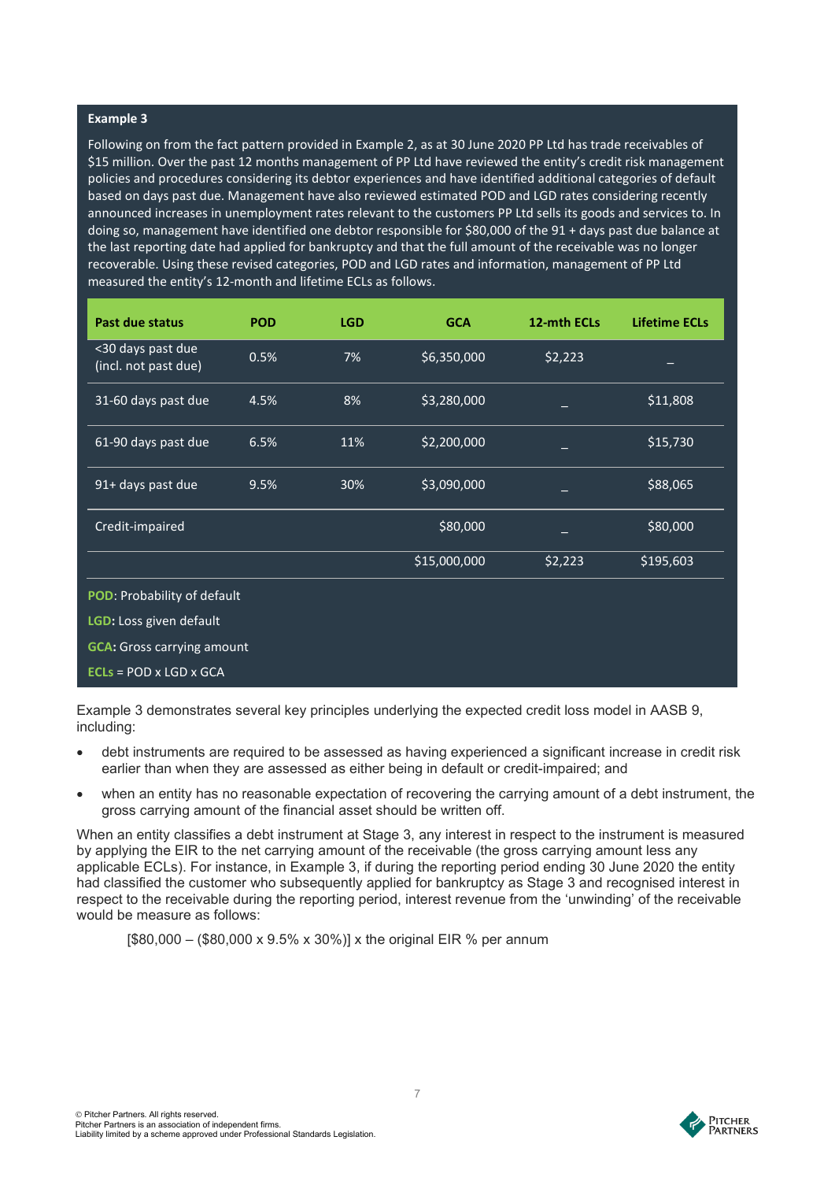**Example 3**

Following on from the fact pattern provided in Example 2, as at 30 June 2020 PP Ltd has trade receivables of $15 million. Over the past 12 months management of PP Ltd have reviewed the entity's credit risk management policies and procedures considering its debtor experiences and have identified additional categories of default based on days past due. Management have also reviewed estimated POD and LGD rates considering recently announced increases in unemployment rates relevant to the customers PP Ltd sells its goods and services to. In doing so, management have identified one debtor responsible for $80,000 of the 91 + days past due balance at the last reporting date had applied for bankruptcy and that the full amount of the receivable was no longer recoverable. Using these revised categories, POD and LGD rates and information, management of PP Ltd measured the entity's 12-month and lifetime ECLs as follows.

| Past due status | POD | LGD | GCA | 12-mth ECLs | Lifetime ECLs |
|---|---|---|---|---|---|
| <30 days past due (incl. not past due) | 0.5% | 7% | $6,350,000 | $2,223 | – |
| 31-60 days past due | 4.5% | 8% | $3,280,000 | – | $11,808 |
| 61-90 days past due | 6.5% | 11% | $2,200,000 | – | $15,730 |
| 91+ days past due | 9.5% | 30% | $3,090,000 | – | $88,065 |
| Credit-impaired | | | $80,000 | – | $80,000 |
| | | | $15,000,000 | $2,223 | $195,603 |

**POD**: Probability of default

**LGD:** Loss given default

**GCA:** Gross carrying amount

**ECLs** = POD x LGD x GCA

Example 3 demonstrates several key principles underlying the expected credit loss model in AASB 9, including:

- debt instruments are required to be assessed as having experienced a significant increase in credit risk earlier than when they are assessed as either being in default or credit-impaired; and
- when an entity has no reasonable expectation of recovering the carrying amount of a debt instrument, the gross carrying amount of the financial asset should be written off.

When an entity classifies a debt instrument at Stage 3, any interest in respect to the instrument is measured by applying the EIR to the net carrying amount of the receivable (the gross carrying amount less any applicable ECLs). For instance, in Example 3, if during the reporting period ending 30 June 2020 the entity had classified the customer who subsequently applied for bankruptcy as Stage 3 and recognised interest in respect to the receivable during the reporting period, interest revenue from the 'unwinding' of the receivable would be measure as follows:

[$80,000 – ($80,000 x 9.5% x 30%)] x the original EIR % per annum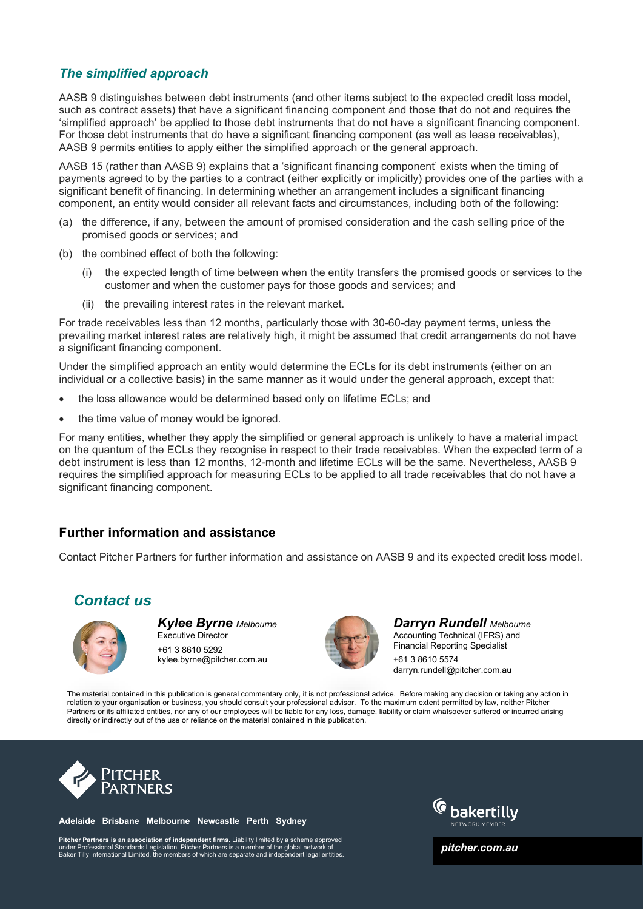## *The simplified approach*

AASB 9 distinguishes between debt instruments (and other items subject to the expected credit loss model, such as contract assets) that have a significant financing component and those that do not and requires the 'simplified approach' be applied to those debt instruments that do not have a significant financing component. For those debt instruments that do have a significant financing component (as well as lease receivables), AASB 9 permits entities to apply either the simplified approach or the general approach.

AASB 15 (rather than AASB 9) explains that a 'significant financing component' exists when the timing of payments agreed to by the parties to a contract (either explicitly or implicitly) provides one of the parties with a significant benefit of financing. In determining whether an arrangement includes a significant financing component, an entity would consider all relevant facts and circumstances, including both of the following:

(a) the difference, if any, between the amount of promised consideration and the cash selling price of the promised goods or services; and

(b) the combined effect of both the following:

   (i) the expected length of time between when the entity transfers the promised goods or services to the customer and when the customer pays for those goods and services; and

   (ii) the prevailing interest rates in the relevant market.

For trade receivables less than 12 months, particularly those with 30-60-day payment terms, unless the prevailing market interest rates are relatively high, it might be assumed that credit arrangements do not have a significant financing component.

Under the simplified approach an entity would determine the ECLs for its debt instruments (either on an individual or a collective basis) in the same manner as it would under the general approach, except that:

- the loss allowance would be determined based only on lifetime ECLs; and
- the time value of money would be ignored.

For many entities, whether they apply the simplified or general approach is unlikely to have a material impact on the quantum of the ECLs they recognise in respect to their trade receivables. When the expected term of a debt instrument is less than 12 months, 12-month and lifetime ECLs will be the same. Nevertheless, AASB 9 requires the simplified approach for measuring ECLs to be applied to all trade receivables that do not have a significant financing component.

## Further information and assistance

Contact Pitcher Partners for further information and assistance on AASB 9 and its expected credit loss model.

## *Contact us*

***Kylee Byrne*** *Melbourne*
Executive Director
+61 3 8610 5292
kylee.byrne@pitcher.com.au

***Darryn Rundell*** *Melbourne*
Accounting Technical (IFRS) and Financial Reporting Specialist
+61 3 8610 5574
darryn.rundell@pitcher.com.au

The material contained in this publication is general commentary only, it is not professional advice. Before making any decision or taking any action in relation to your organisation or business, you should consult your professional advisor. To the maximum extent permitted by law, neither Pitcher Partners or its affiliated entities, nor any of our employees will be liable for any loss, damage, liability or claim whatsoever suffered or incurred arising directly or indirectly out of the use or reliance on the material contained in this publication.

PITCHER PARTNERS

**Adelaide Brisbane Melbourne Newcastle Perth Sydney**

**Pitcher Partners is an association of independent firms.** Liability limited by a scheme approved under Professional Standards Legislation. Pitcher Partners is a member of the global network of Baker Tilly International Limited, the members of which are separate and independent legal entities.

bakertilly NETWORK MEMBER

***pitcher.com.au***